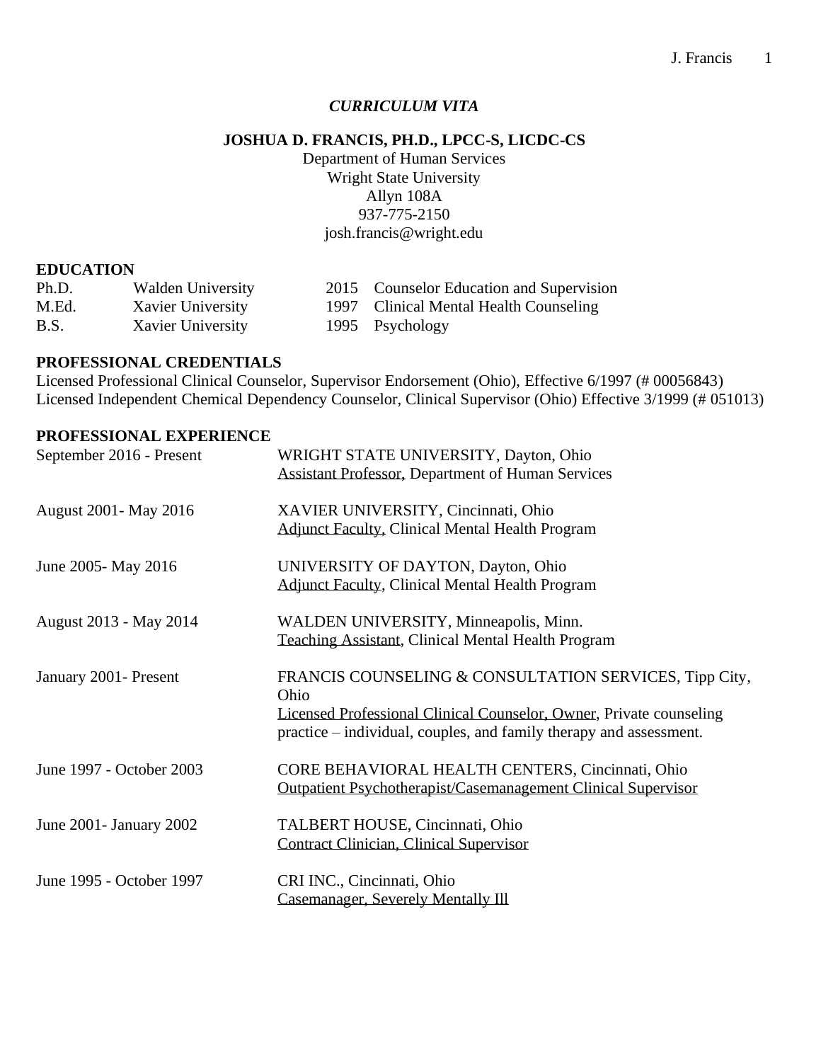*CURRICULUM VITA*

**JOSHUA D. FRANCIS, PH.D., LPCC-S, LICDC-CS**

Department of Human Services
Wright State University
Allyn 108A
937-775-2150
josh.francis@wright.edu

## EDUCATION

| | | | |
|---|---|---|---|
| Ph.D. | Walden University | 2015 | Counselor Education and Supervision |
| M.Ed. | Xavier University | 1997 | Clinical Mental Health Counseling |
| B.S. | Xavier University | 1995 | Psychology |

## PROFESSIONAL CREDENTIALS

Licensed Professional Clinical Counselor, Supervisor Endorsement (Ohio), Effective 6/1997 (# 00056843)
Licensed Independent Chemical Dependency Counselor, Clinical Supervisor (Ohio) Effective 3/1999 (# 051013)

## PROFESSIONAL EXPERIENCE

**September 2016 - Present**
WRIGHT STATE UNIVERSITY, Dayton, Ohio
Assistant Professor, Department of Human Services

**August 2001- May 2016**
XAVIER UNIVERSITY, Cincinnati, Ohio
Adjunct Faculty, Clinical Mental Health Program

**June 2005- May 2016**
UNIVERSITY OF DAYTON, Dayton, Ohio
Adjunct Faculty, Clinical Mental Health Program

**August 2013 - May 2014**
WALDEN UNIVERSITY, Minneapolis, Minn.
Teaching Assistant, Clinical Mental Health Program

**January 2001- Present**
FRANCIS COUNSELING & CONSULTATION SERVICES, Tipp City, Ohio
Licensed Professional Clinical Counselor, Owner, Private counseling practice – individual, couples, and family therapy and assessment.

**June 1997 - October 2003**
CORE BEHAVIORAL HEALTH CENTERS, Cincinnati, Ohio
Outpatient Psychotherapist/Casemanagement Clinical Supervisor

**June 2001- January 2002**
TALBERT HOUSE, Cincinnati, Ohio
Contract Clinician, Clinical Supervisor

**June 1995 - October 1997**
CRI INC., Cincinnati, Ohio
Casemanager, Severely Mentally Ill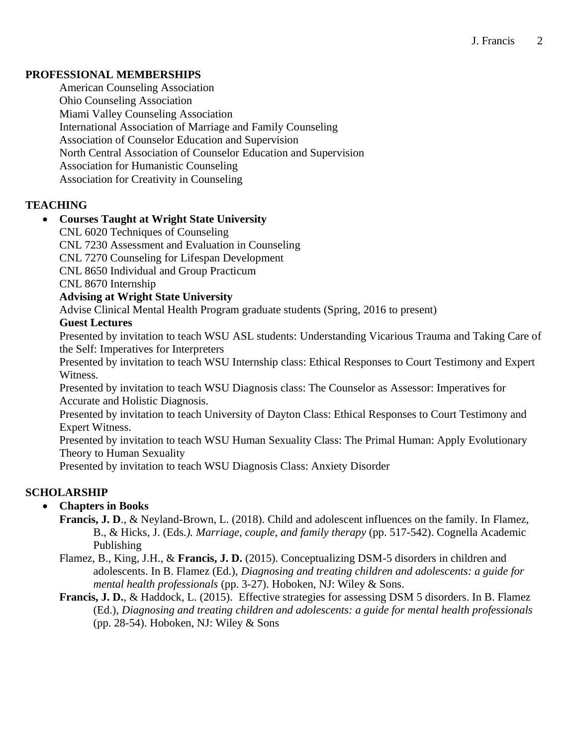## PROFESSIONAL MEMBERSHIPS

American Counseling Association
Ohio Counseling Association
Miami Valley Counseling Association
International Association of Marriage and Family Counseling
Association of Counselor Education and Supervision
North Central Association of Counselor Education and Supervision
Association for Humanistic Counseling
Association for Creativity in Counseling

## TEACHING

- **Courses Taught at Wright State University**

  CNL 6020 Techniques of Counseling
  CNL 7230 Assessment and Evaluation in Counseling
  CNL 7270 Counseling for Lifespan Development
  CNL 8650 Individual and Group Practicum
  CNL 8670 Internship

  **Advising at Wright State University**

  Advise Clinical Mental Health Program graduate students (Spring, 2016 to present)

  **Guest Lectures**

  Presented by invitation to teach WSU ASL students: Understanding Vicarious Trauma and Taking Care of the Self: Imperatives for Interpreters
  Presented by invitation to teach WSU Internship class: Ethical Responses to Court Testimony and Expert Witness.
  Presented by invitation to teach WSU Diagnosis class: The Counselor as Assessor: Imperatives for Accurate and Holistic Diagnosis.
  Presented by invitation to teach University of Dayton Class: Ethical Responses to Court Testimony and Expert Witness.
  Presented by invitation to teach WSU Human Sexuality Class: The Primal Human: Apply Evolutionary Theory to Human Sexuality
  Presented by invitation to teach WSU Diagnosis Class: Anxiety Disorder

## SCHOLARSHIP

- **Chapters in Books**

  **Francis, J. D**., & Neyland-Brown, L. (2018). Child and adolescent influences on the family. In Flamez, B., & Hicks, J. (Eds*.). Marriage, couple, and family therapy* (pp. 517-542). Cognella Academic Publishing

  Flamez, B., King, J.H., & **Francis, J. D.** (2015). Conceptualizing DSM-5 disorders in children and adolescents. In B. Flamez (Ed.), *Diagnosing and treating children and adolescents: a guide for mental health professionals* (pp. 3-27). Hoboken, NJ: Wiley & Sons.

  **Francis, J. D.**, & Haddock, L. (2015). Effective strategies for assessing DSM 5 disorders. In B. Flamez (Ed.), *Diagnosing and treating children and adolescents: a guide for mental health professionals* (pp. 28-54). Hoboken, NJ: Wiley & Sons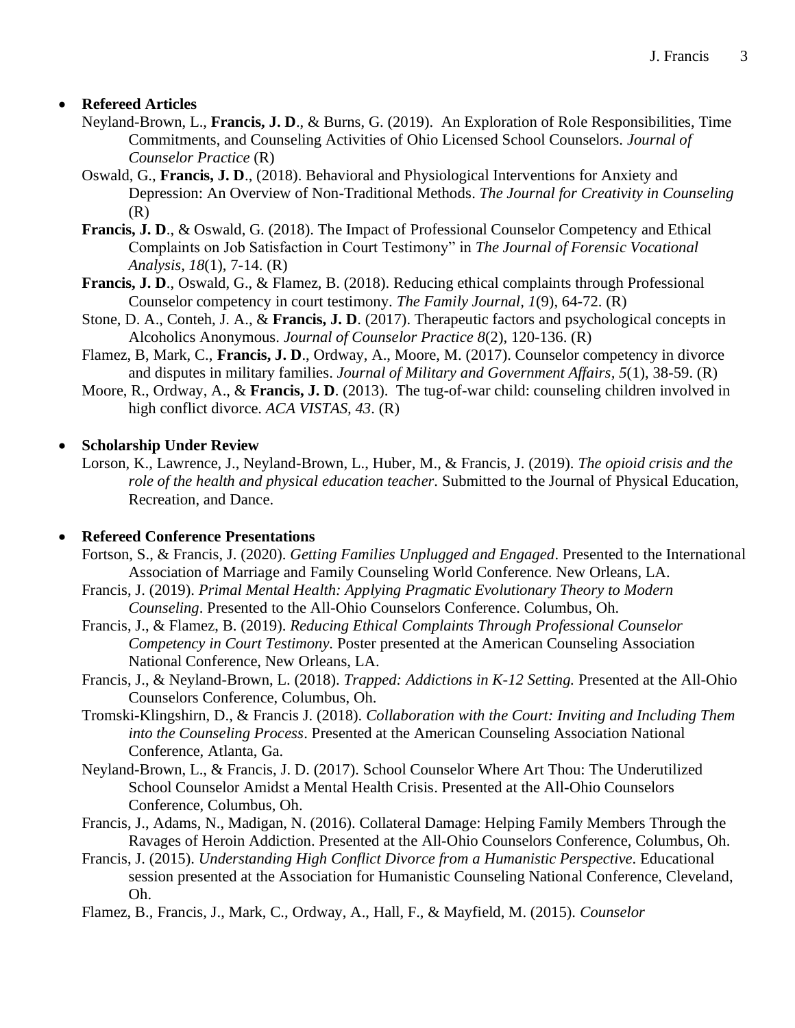- **Refereed Articles**

  Neyland-Brown, L., **Francis, J. D**., & Burns, G. (2019). An Exploration of Role Responsibilities, Time Commitments, and Counseling Activities of Ohio Licensed School Counselors. *Journal of Counselor Practice* (R)

  Oswald, G., **Francis, J. D**., (2018). Behavioral and Physiological Interventions for Anxiety and Depression: An Overview of Non-Traditional Methods. *The Journal for Creativity in Counseling* (R)

  **Francis, J. D**., & Oswald, G. (2018). The Impact of Professional Counselor Competency and Ethical Complaints on Job Satisfaction in Court Testimony" in *The Journal of Forensic Vocational Analysis, 18*(1), 7-14. (R)

  **Francis, J. D**., Oswald, G., & Flamez, B. (2018). Reducing ethical complaints through Professional Counselor competency in court testimony. *The Family Journal, 1*(9), 64-72. (R)

  Stone, D. A., Conteh, J. A., & **Francis, J. D**. (2017). Therapeutic factors and psychological concepts in Alcoholics Anonymous. *Journal of Counselor Practice 8*(2), 120-136. (R)

  Flamez, B, Mark, C., **Francis, J. D**., Ordway, A., Moore, M. (2017). Counselor competency in divorce and disputes in military families. *Journal of Military and Government Affairs, 5*(1), 38-59. (R)

  Moore, R., Ordway, A., & **Francis, J. D**. (2013). The tug-of-war child: counseling children involved in high conflict divorce. *ACA VISTAS, 43*. (R)

- **Scholarship Under Review**

  Lorson, K., Lawrence, J., Neyland-Brown, L., Huber, M., & Francis, J. (2019). *The opioid crisis and the role of the health and physical education teacher*. Submitted to the Journal of Physical Education, Recreation, and Dance.

- **Refereed Conference Presentations**

  Fortson, S., & Francis, J. (2020). *Getting Families Unplugged and Engaged*. Presented to the International Association of Marriage and Family Counseling World Conference. New Orleans, LA.

  Francis, J. (2019). *Primal Mental Health: Applying Pragmatic Evolutionary Theory to Modern Counseling*. Presented to the All-Ohio Counselors Conference. Columbus, Oh.

  Francis, J., & Flamez, B. (2019). *Reducing Ethical Complaints Through Professional Counselor Competency in Court Testimony.* Poster presented at the American Counseling Association National Conference, New Orleans, LA.

  Francis, J., & Neyland-Brown, L. (2018). *Trapped: Addictions in K-12 Setting.* Presented at the All-Ohio Counselors Conference, Columbus, Oh.

  Tromski-Klingshirn, D., & Francis J. (2018). *Collaboration with the Court: Inviting and Including Them into the Counseling Process*. Presented at the American Counseling Association National Conference, Atlanta, Ga.

  Neyland-Brown, L., & Francis, J. D. (2017). School Counselor Where Art Thou: The Underutilized School Counselor Amidst a Mental Health Crisis. Presented at the All-Ohio Counselors Conference, Columbus, Oh.

  Francis, J., Adams, N., Madigan, N. (2016). Collateral Damage: Helping Family Members Through the Ravages of Heroin Addiction. Presented at the All-Ohio Counselors Conference, Columbus, Oh.

  Francis, J. (2015). *Understanding High Conflict Divorce from a Humanistic Perspective*. Educational session presented at the Association for Humanistic Counseling National Conference, Cleveland, Oh.

  Flamez, B., Francis, J., Mark, C., Ordway, A., Hall, F., & Mayfield, M. (2015). *Counselor*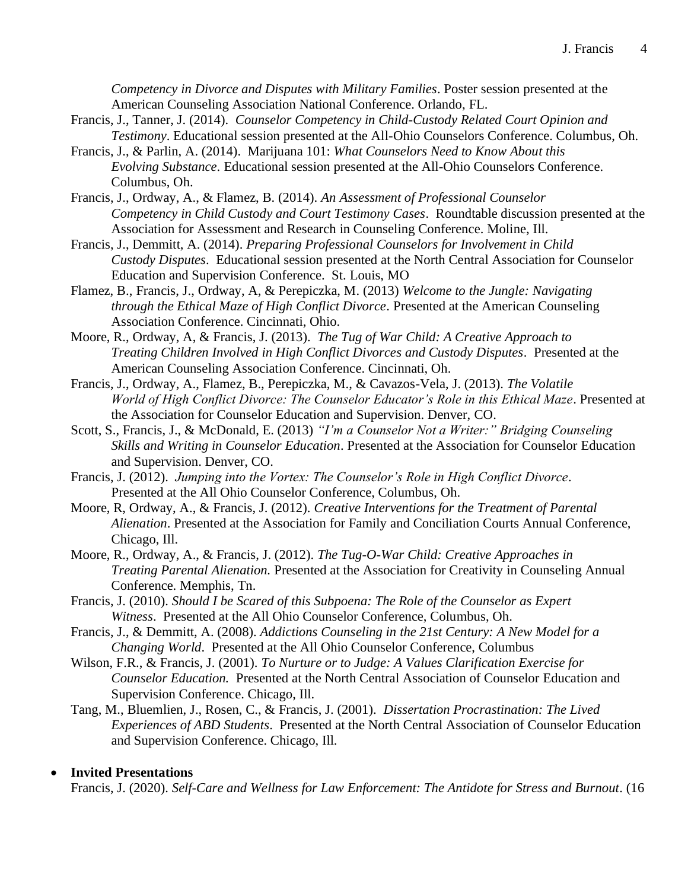*Competency in Divorce and Disputes with Military Families*. Poster session presented at the American Counseling Association National Conference. Orlando, FL.

Francis, J., Tanner, J. (2014). *Counselor Competency in Child-Custody Related Court Opinion and Testimony*. Educational session presented at the All-Ohio Counselors Conference. Columbus, Oh.

Francis, J., & Parlin, A. (2014). Marijuana 101: *What Counselors Need to Know About this Evolving Substance*. Educational session presented at the All-Ohio Counselors Conference. Columbus, Oh.

Francis, J., Ordway, A., & Flamez, B. (2014). *An Assessment of Professional Counselor Competency in Child Custody and Court Testimony Cases*. Roundtable discussion presented at the Association for Assessment and Research in Counseling Conference. Moline, Ill.

Francis, J., Demmitt, A. (2014). *Preparing Professional Counselors for Involvement in Child Custody Disputes*. Educational session presented at the North Central Association for Counselor Education and Supervision Conference. St. Louis, MO

Flamez, B., Francis, J., Ordway, A, & Perepiczka, M. (2013) *Welcome to the Jungle: Navigating through the Ethical Maze of High Conflict Divorce*. Presented at the American Counseling Association Conference. Cincinnati, Ohio.

Moore, R., Ordway, A, & Francis, J. (2013). *The Tug of War Child: A Creative Approach to Treating Children Involved in High Conflict Divorces and Custody Disputes*. Presented at the American Counseling Association Conference. Cincinnati, Oh.

Francis, J., Ordway, A., Flamez, B., Perepiczka, M., & Cavazos-Vela, J. (2013). *The Volatile World of High Conflict Divorce: The Counselor Educator's Role in this Ethical Maze*. Presented at the Association for Counselor Education and Supervision. Denver, CO.

Scott, S., Francis, J., & McDonald, E. (2013) *"I'm a Counselor Not a Writer:" Bridging Counseling Skills and Writing in Counselor Education*. Presented at the Association for Counselor Education and Supervision. Denver, CO.

Francis, J. (2012). *Jumping into the Vortex: The Counselor's Role in High Conflict Divorce*. Presented at the All Ohio Counselor Conference, Columbus, Oh.

Moore, R, Ordway, A., & Francis, J. (2012). *Creative Interventions for the Treatment of Parental Alienation*. Presented at the Association for Family and Conciliation Courts Annual Conference, Chicago, Ill.

Moore, R., Ordway, A., & Francis, J. (2012). *The Tug-O-War Child: Creative Approaches in Treating Parental Alienation.* Presented at the Association for Creativity in Counseling Annual Conference. Memphis, Tn.

Francis, J. (2010). *Should I be Scared of this Subpoena: The Role of the Counselor as Expert Witness*. Presented at the All Ohio Counselor Conference, Columbus, Oh.

Francis, J., & Demmitt, A. (2008). *Addictions Counseling in the 21st Century: A New Model for a Changing World*. Presented at the All Ohio Counselor Conference, Columbus

Wilson, F.R., & Francis, J. (2001). *To Nurture or to Judge: A Values Clarification Exercise for Counselor Education.* Presented at the North Central Association of Counselor Education and Supervision Conference. Chicago, Ill.

Tang, M., Bluemlien, J., Rosen, C., & Francis, J. (2001). *Dissertation Procrastination: The Lived Experiences of ABD Students*. Presented at the North Central Association of Counselor Education and Supervision Conference. Chicago, Ill.

- **Invited Presentations**

Francis, J. (2020). *Self-Care and Wellness for Law Enforcement: The Antidote for Stress and Burnout*. (16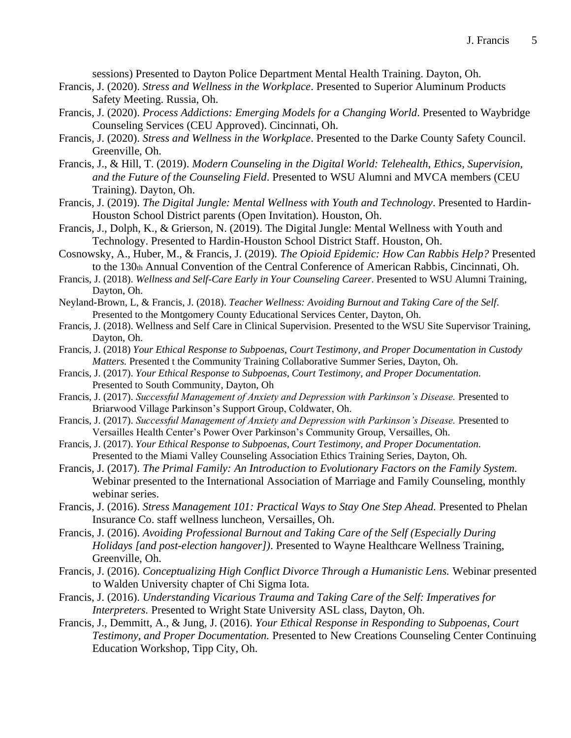sessions) Presented to Dayton Police Department Mental Health Training. Dayton, Oh.

Francis, J. (2020). *Stress and Wellness in the Workplace*. Presented to Superior Aluminum Products Safety Meeting. Russia, Oh.

Francis, J. (2020). *Process Addictions: Emerging Models for a Changing World*. Presented to Waybridge Counseling Services (CEU Approved). Cincinnati, Oh.

Francis, J. (2020). *Stress and Wellness in the Workplace*. Presented to the Darke County Safety Council. Greenville, Oh.

Francis, J., & Hill, T. (2019). *Modern Counseling in the Digital World: Telehealth, Ethics, Supervision, and the Future of the Counseling Field*. Presented to WSU Alumni and MVCA members (CEU Training). Dayton, Oh.

Francis, J. (2019). *The Digital Jungle: Mental Wellness with Youth and Technology*. Presented to Hardin-Houston School District parents (Open Invitation). Houston, Oh.

Francis, J., Dolph, K., & Grierson, N. (2019). The Digital Jungle: Mental Wellness with Youth and Technology. Presented to Hardin-Houston School District Staff. Houston, Oh.

Cosnowsky, A., Huber, M., & Francis, J. (2019). *The Opioid Epidemic: How Can Rabbis Help?* Presented to the 130th Annual Convention of the Central Conference of American Rabbis, Cincinnati, Oh.

Francis, J. (2018). *Wellness and Self-Care Early in Your Counseling Career*. Presented to WSU Alumni Training, Dayton, Oh.

Neyland-Brown, L, & Francis, J. (2018). *Teacher Wellness: Avoiding Burnout and Taking Care of the Self*. Presented to the Montgomery County Educational Services Center, Dayton, Oh.

Francis, J. (2018). Wellness and Self Care in Clinical Supervision. Presented to the WSU Site Supervisor Training, Dayton, Oh.

Francis, J. (2018) *Your Ethical Response to Subpoenas, Court Testimony, and Proper Documentation in Custody Matters.* Presented t the Community Training Collaborative Summer Series, Dayton, Oh.

Francis, J. (2017). *Your Ethical Response to Subpoenas, Court Testimony, and Proper Documentation*. Presented to South Community, Dayton, Oh

Francis, J. (2017). *Successful Management of Anxiety and Depression with Parkinson's Disease.* Presented to Briarwood Village Parkinson's Support Group, Coldwater, Oh.

Francis, J. (2017). *Successful Management of Anxiety and Depression with Parkinson's Disease.* Presented to Versailles Health Center's Power Over Parkinson's Community Group, Versailles, Oh.

Francis, J. (2017). *Your Ethical Response to Subpoenas, Court Testimony, and Proper Documentation*. Presented to the Miami Valley Counseling Association Ethics Training Series, Dayton, Oh.

Francis, J. (2017). *The Primal Family: An Introduction to Evolutionary Factors on the Family System.* Webinar presented to the International Association of Marriage and Family Counseling, monthly webinar series.

Francis, J. (2016). *Stress Management 101: Practical Ways to Stay One Step Ahead.* Presented to Phelan Insurance Co. staff wellness luncheon, Versailles, Oh.

Francis, J. (2016). *Avoiding Professional Burnout and Taking Care of the Self (Especially During Holidays [and post-election hangover])*. Presented to Wayne Healthcare Wellness Training, Greenville, Oh.

Francis, J. (2016). *Conceptualizing High Conflict Divorce Through a Humanistic Lens.* Webinar presented to Walden University chapter of Chi Sigma Iota.

Francis, J. (2016). *Understanding Vicarious Trauma and Taking Care of the Self: Imperatives for Interpreters.* Presented to Wright State University ASL class, Dayton, Oh.

Francis, J., Demmitt, A., & Jung, J. (2016). *Your Ethical Response in Responding to Subpoenas, Court Testimony, and Proper Documentation.* Presented to New Creations Counseling Center Continuing Education Workshop, Tipp City, Oh.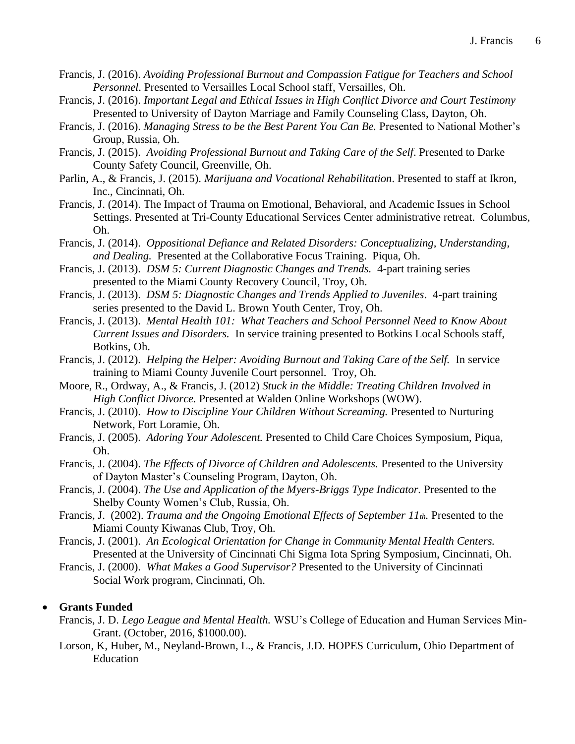Francis, J. (2016). *Avoiding Professional Burnout and Compassion Fatigue for Teachers and School Personnel*. Presented to Versailles Local School staff, Versailles, Oh.

Francis, J. (2016). *Important Legal and Ethical Issues in High Conflict Divorce and Court Testimony* Presented to University of Dayton Marriage and Family Counseling Class, Dayton, Oh.

Francis, J. (2016). *Managing Stress to be the Best Parent You Can Be.* Presented to National Mother's Group, Russia, Oh.

Francis, J. (2015). *Avoiding Professional Burnout and Taking Care of the Self*. Presented to Darke County Safety Council, Greenville, Oh.

Parlin, A., & Francis, J. (2015). *Marijuana and Vocational Rehabilitation*. Presented to staff at Ikron, Inc., Cincinnati, Oh.

Francis, J. (2014). The Impact of Trauma on Emotional, Behavioral, and Academic Issues in School Settings. Presented at Tri-County Educational Services Center administrative retreat. Columbus, Oh.

Francis, J. (2014). *Oppositional Defiance and Related Disorders: Conceptualizing, Understanding, and Dealing.* Presented at the Collaborative Focus Training. Piqua, Oh.

Francis, J. (2013). *DSM 5: Current Diagnostic Changes and Trends.* 4-part training series presented to the Miami County Recovery Council, Troy, Oh.

Francis, J. (2013). *DSM 5: Diagnostic Changes and Trends Applied to Juveniles*. 4-part training series presented to the David L. Brown Youth Center, Troy, Oh.

Francis, J. (2013). *Mental Health 101: What Teachers and School Personnel Need to Know About Current Issues and Disorders.* In service training presented to Botkins Local Schools staff, Botkins, Oh.

Francis, J. (2012). *Helping the Helper: Avoiding Burnout and Taking Care of the Self.* In service training to Miami County Juvenile Court personnel. Troy, Oh.

Moore, R., Ordway, A., & Francis, J. (2012) *Stuck in the Middle: Treating Children Involved in High Conflict Divorce.* Presented at Walden Online Workshops (WOW).

Francis, J. (2010). *How to Discipline Your Children Without Screaming.* Presented to Nurturing Network, Fort Loramie, Oh.

Francis, J. (2005). *Adoring Your Adolescent.* Presented to Child Care Choices Symposium, Piqua, Oh.

Francis, J. (2004). *The Effects of Divorce of Children and Adolescents.* Presented to the University of Dayton Master's Counseling Program, Dayton, Oh.

Francis, J. (2004). *The Use and Application of the Myers-Briggs Type Indicator.* Presented to the Shelby County Women's Club, Russia, Oh.

Francis, J. (2002). *Trauma and the Ongoing Emotional Effects of September 11th.* Presented to the Miami County Kiwanas Club, Troy, Oh.

Francis, J. (2001). *An Ecological Orientation for Change in Community Mental Health Centers.* Presented at the University of Cincinnati Chi Sigma Iota Spring Symposium, Cincinnati, Oh.

Francis, J. (2000). *What Makes a Good Supervisor?* Presented to the University of Cincinnati Social Work program, Cincinnati, Oh.

- **Grants Funded**

Francis, J. D. *Lego League and Mental Health.* WSU's College of Education and Human Services Min-Grant. (October, 2016, $1000.00).

Lorson, K, Huber, M., Neyland-Brown, L., & Francis, J.D. HOPES Curriculum, Ohio Department of Education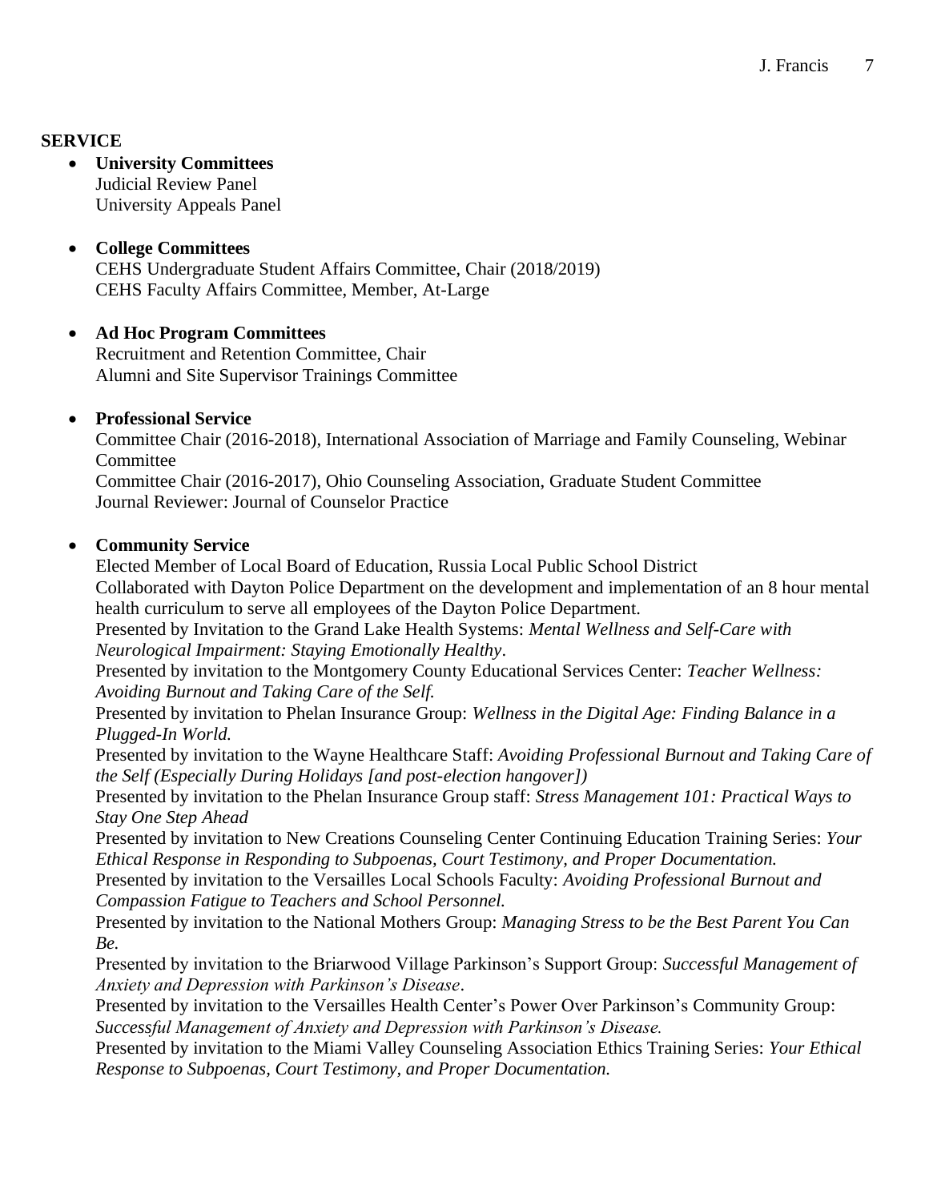**SERVICE**

- **University Committees**
  Judicial Review Panel
  University Appeals Panel

- **College Committees**
  CEHS Undergraduate Student Affairs Committee, Chair (2018/2019)
  CEHS Faculty Affairs Committee, Member, At-Large

- **Ad Hoc Program Committees**
  Recruitment and Retention Committee, Chair
  Alumni and Site Supervisor Trainings Committee

- **Professional Service**
  Committee Chair (2016-2018), International Association of Marriage and Family Counseling, Webinar Committee
  Committee Chair (2016-2017), Ohio Counseling Association, Graduate Student Committee
  Journal Reviewer: Journal of Counselor Practice

- **Community Service**
  Elected Member of Local Board of Education, Russia Local Public School District
  Collaborated with Dayton Police Department on the development and implementation of an 8 hour mental health curriculum to serve all employees of the Dayton Police Department.
  Presented by Invitation to the Grand Lake Health Systems: *Mental Wellness and Self-Care with Neurological Impairment: Staying Emotionally Healthy*.
  Presented by invitation to the Montgomery County Educational Services Center: *Teacher Wellness: Avoiding Burnout and Taking Care of the Self.*
  Presented by invitation to Phelan Insurance Group: *Wellness in the Digital Age: Finding Balance in a Plugged-In World.*
  Presented by invitation to the Wayne Healthcare Staff: *Avoiding Professional Burnout and Taking Care of the Self (Especially During Holidays [and post-election hangover])*
  Presented by invitation to the Phelan Insurance Group staff: *Stress Management 101: Practical Ways to Stay One Step Ahead*
  Presented by invitation to New Creations Counseling Center Continuing Education Training Series: *Your Ethical Response in Responding to Subpoenas, Court Testimony, and Proper Documentation.*
  Presented by invitation to the Versailles Local Schools Faculty: *Avoiding Professional Burnout and Compassion Fatigue to Teachers and School Personnel.*
  Presented by invitation to the National Mothers Group: *Managing Stress to be the Best Parent You Can Be.*
  Presented by invitation to the Briarwood Village Parkinson's Support Group: *Successful Management of Anxiety and Depression with Parkinson's Disease*.
  Presented by invitation to the Versailles Health Center's Power Over Parkinson's Community Group: *Successful Management of Anxiety and Depression with Parkinson's Disease.*
  Presented by invitation to the Miami Valley Counseling Association Ethics Training Series: *Your Ethical Response to Subpoenas, Court Testimony, and Proper Documentation.*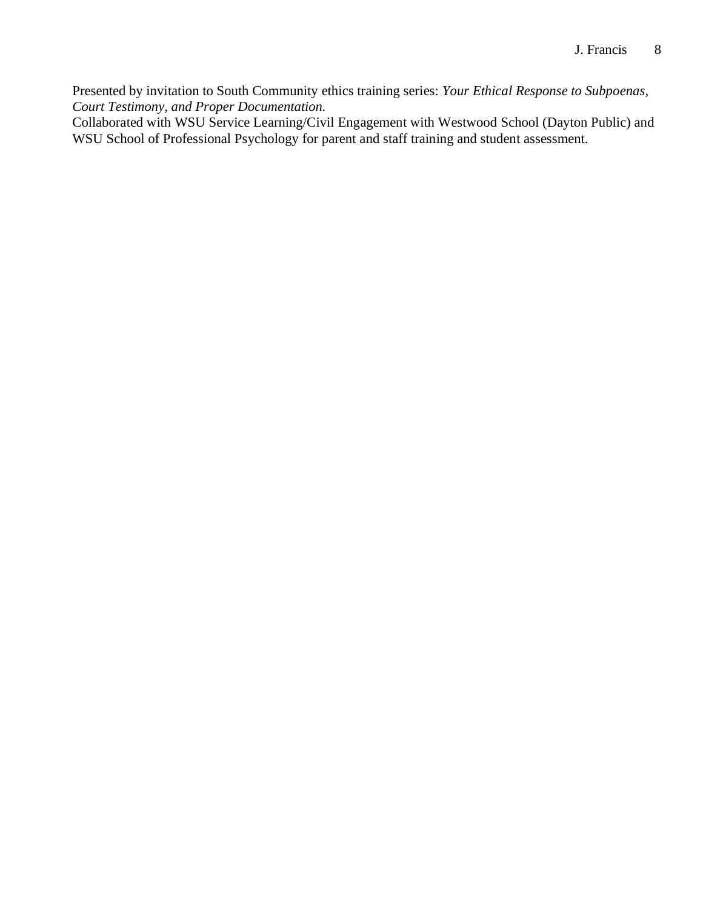Presented by invitation to South Community ethics training series: *Your Ethical Response to Subpoenas, Court Testimony, and Proper Documentation.*

Collaborated with WSU Service Learning/Civil Engagement with Westwood School (Dayton Public) and WSU School of Professional Psychology for parent and staff training and student assessment.